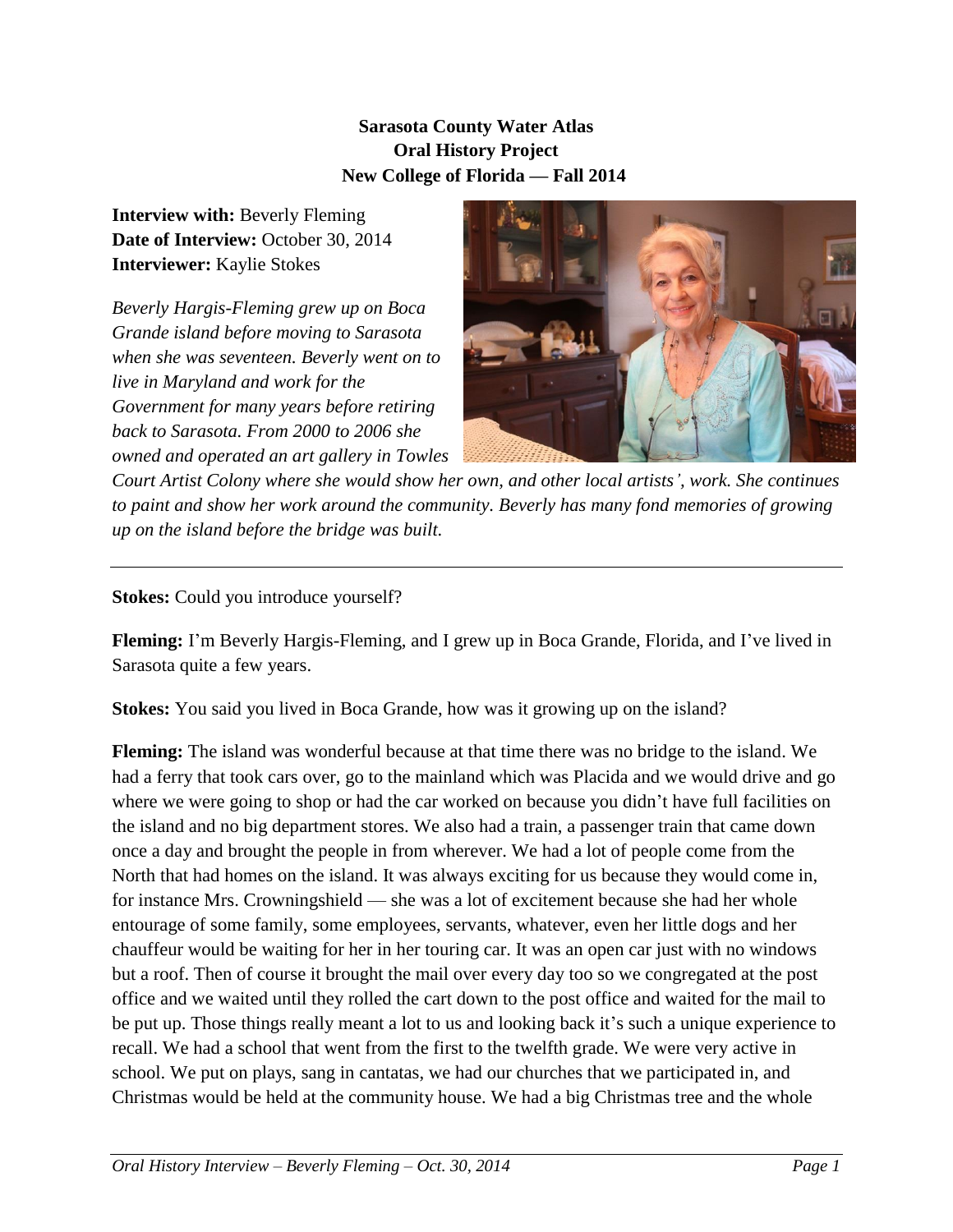**Sarasota County Water Atlas**
**Oral History Project**
**New College of Florida — Fall 2014**

**Interview with:** Beverly Fleming
**Date of Interview:** October 30, 2014
**Interviewer:** Kaylie Stokes

*Beverly Hargis-Fleming grew up on Boca Grande island before moving to Sarasota when she was seventeen. Beverly went on to live in Maryland and work for the Government for many years before retiring back to Sarasota. From 2000 to 2006 she owned and operated an art gallery in Towles Court Artist Colony where she would show her own, and other local artists', work. She continues to paint and show her work around the community. Beverly has many fond memories of growing up on the island before the bridge was built.*

---

**Stokes:** Could you introduce yourself?

**Fleming:** I'm Beverly Hargis-Fleming, and I grew up in Boca Grande, Florida, and I've lived in Sarasota quite a few years.

**Stokes:** You said you lived in Boca Grande, how was it growing up on the island?

**Fleming:** The island was wonderful because at that time there was no bridge to the island. We had a ferry that took cars over, go to the mainland which was Placida and we would drive and go where we were going to shop or had the car worked on because you didn't have full facilities on the island and no big department stores. We also had a train, a passenger train that came down once a day and brought the people in from wherever. We had a lot of people come from the North that had homes on the island. It was always exciting for us because they would come in, for instance Mrs. Crowningshield — she was a lot of excitement because she had her whole entourage of some family, some employees, servants, whatever, even her little dogs and her chauffeur would be waiting for her in her touring car. It was an open car just with no windows but a roof. Then of course it brought the mail over every day too so we congregated at the post office and we waited until they rolled the cart down to the post office and waited for the mail to be put up. Those things really meant a lot to us and looking back it's such a unique experience to recall. We had a school that went from the first to the twelfth grade. We were very active in school. We put on plays, sang in cantatas, we had our churches that we participated in, and Christmas would be held at the community house. We had a big Christmas tree and the whole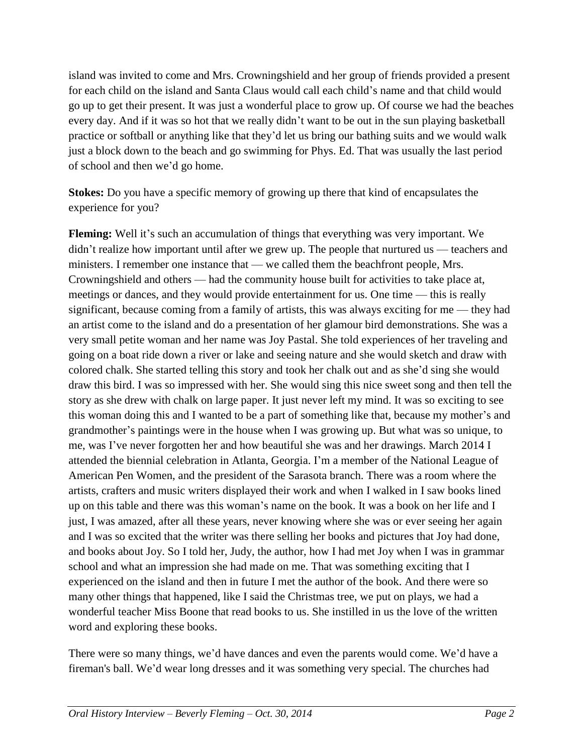island was invited to come and Mrs. Crowningshield and her group of friends provided a present for each child on the island and Santa Claus would call each child's name and that child would go up to get their present. It was just a wonderful place to grow up. Of course we had the beaches every day. And if it was so hot that we really didn't want to be out in the sun playing basketball practice or softball or anything like that they'd let us bring our bathing suits and we would walk just a block down to the beach and go swimming for Phys. Ed. That was usually the last period of school and then we'd go home.

**Stokes:** Do you have a specific memory of growing up there that kind of encapsulates the experience for you?

**Fleming:** Well it's such an accumulation of things that everything was very important. We didn't realize how important until after we grew up. The people that nurtured us — teachers and ministers. I remember one instance that — we called them the beachfront people, Mrs. Crowningshield and others — had the community house built for activities to take place at, meetings or dances, and they would provide entertainment for us. One time — this is really significant, because coming from a family of artists, this was always exciting for me — they had an artist come to the island and do a presentation of her glamour bird demonstrations. She was a very small petite woman and her name was Joy Pastal. She told experiences of her traveling and going on a boat ride down a river or lake and seeing nature and she would sketch and draw with colored chalk. She started telling this story and took her chalk out and as she'd sing she would draw this bird. I was so impressed with her. She would sing this nice sweet song and then tell the story as she drew with chalk on large paper. It just never left my mind. It was so exciting to see this woman doing this and I wanted to be a part of something like that, because my mother's and grandmother's paintings were in the house when I was growing up. But what was so unique, to me, was I've never forgotten her and how beautiful she was and her drawings. March 2014 I attended the biennial celebration in Atlanta, Georgia. I'm a member of the National League of American Pen Women, and the president of the Sarasota branch. There was a room where the artists, crafters and music writers displayed their work and when I walked in I saw books lined up on this table and there was this woman's name on the book. It was a book on her life and I just, I was amazed, after all these years, never knowing where she was or ever seeing her again and I was so excited that the writer was there selling her books and pictures that Joy had done, and books about Joy. So I told her, Judy, the author, how I had met Joy when I was in grammar school and what an impression she had made on me. That was something exciting that I experienced on the island and then in future I met the author of the book. And there were so many other things that happened, like I said the Christmas tree, we put on plays, we had a wonderful teacher Miss Boone that read books to us. She instilled in us the love of the written word and exploring these books.

There were so many things, we'd have dances and even the parents would come. We'd have a fireman's ball. We'd wear long dresses and it was something very special. The churches had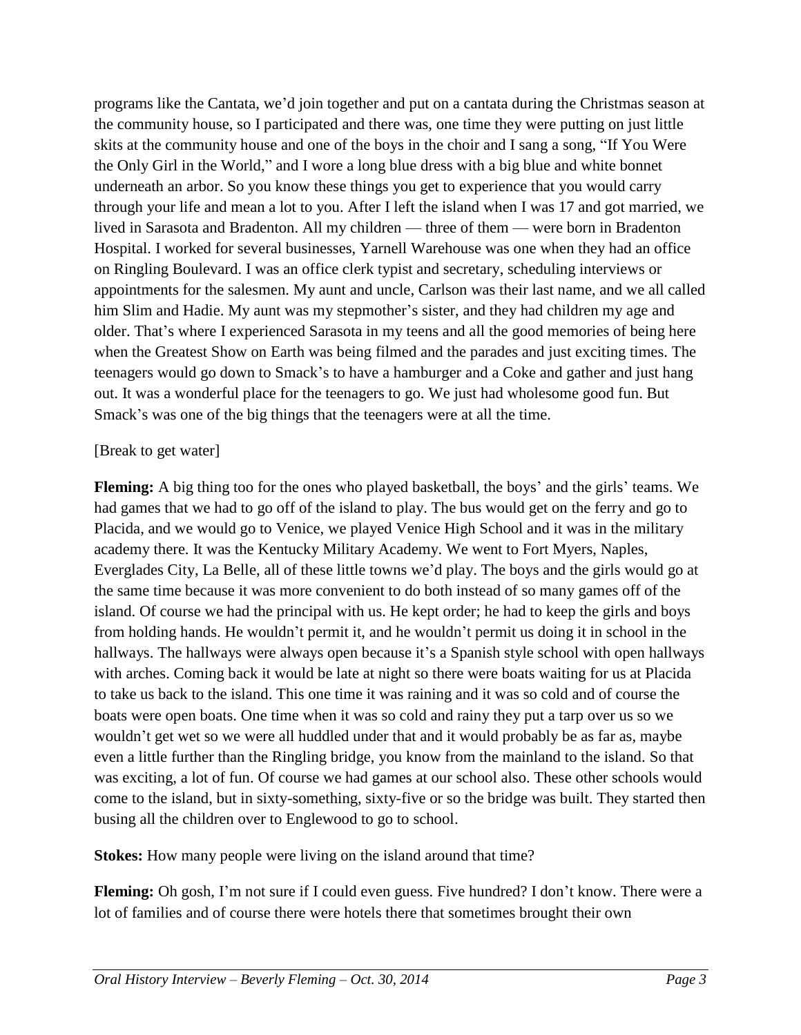programs like the Cantata, we'd join together and put on a cantata during the Christmas season at the community house, so I participated and there was, one time they were putting on just little skits at the community house and one of the boys in the choir and I sang a song, "If You Were the Only Girl in the World," and I wore a long blue dress with a big blue and white bonnet underneath an arbor. So you know these things you get to experience that you would carry through your life and mean a lot to you. After I left the island when I was 17 and got married, we lived in Sarasota and Bradenton. All my children — three of them — were born in Bradenton Hospital. I worked for several businesses, Yarnell Warehouse was one when they had an office on Ringling Boulevard. I was an office clerk typist and secretary, scheduling interviews or appointments for the salesmen. My aunt and uncle, Carlson was their last name, and we all called him Slim and Hadie. My aunt was my stepmother's sister, and they had children my age and older. That's where I experienced Sarasota in my teens and all the good memories of being here when the Greatest Show on Earth was being filmed and the parades and just exciting times. The teenagers would go down to Smack's to have a hamburger and a Coke and gather and just hang out. It was a wonderful place for the teenagers to go. We just had wholesome good fun. But Smack's was one of the big things that the teenagers were at all the time.

[Break to get water]

**Fleming:** A big thing too for the ones who played basketball, the boys' and the girls' teams. We had games that we had to go off of the island to play. The bus would get on the ferry and go to Placida, and we would go to Venice, we played Venice High School and it was in the military academy there. It was the Kentucky Military Academy. We went to Fort Myers, Naples, Everglades City, La Belle, all of these little towns we'd play. The boys and the girls would go at the same time because it was more convenient to do both instead of so many games off of the island. Of course we had the principal with us. He kept order; he had to keep the girls and boys from holding hands. He wouldn't permit it, and he wouldn't permit us doing it in school in the hallways. The hallways were always open because it's a Spanish style school with open hallways with arches. Coming back it would be late at night so there were boats waiting for us at Placida to take us back to the island. This one time it was raining and it was so cold and of course the boats were open boats. One time when it was so cold and rainy they put a tarp over us so we wouldn't get wet so we were all huddled under that and it would probably be as far as, maybe even a little further than the Ringling bridge, you know from the mainland to the island. So that was exciting, a lot of fun. Of course we had games at our school also. These other schools would come to the island, but in sixty-something, sixty-five or so the bridge was built. They started then busing all the children over to Englewood to go to school.

**Stokes:** How many people were living on the island around that time?

**Fleming:** Oh gosh, I'm not sure if I could even guess. Five hundred? I don't know. There were a lot of families and of course there were hotels there that sometimes brought their own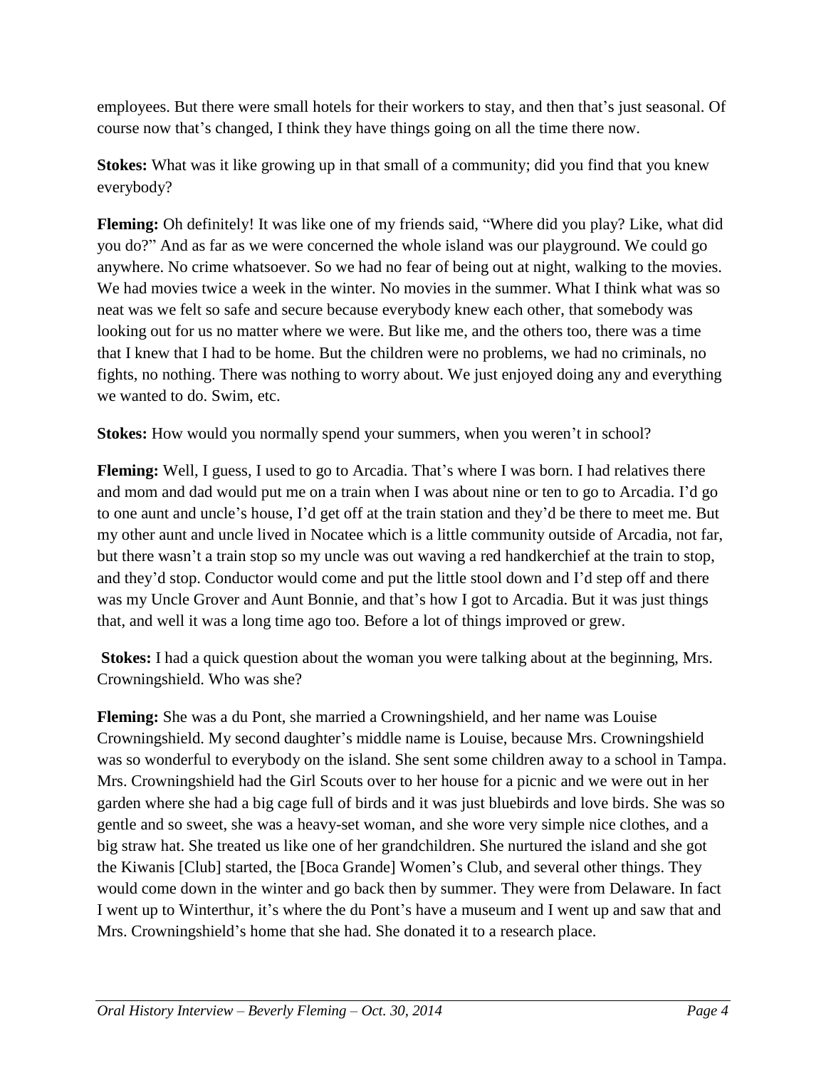employees. But there were small hotels for their workers to stay, and then that's just seasonal. Of course now that's changed, I think they have things going on all the time there now.

**Stokes:** What was it like growing up in that small of a community; did you find that you knew everybody?

**Fleming:** Oh definitely! It was like one of my friends said, "Where did you play? Like, what did you do?" And as far as we were concerned the whole island was our playground. We could go anywhere. No crime whatsoever. So we had no fear of being out at night, walking to the movies. We had movies twice a week in the winter. No movies in the summer. What I think what was so neat was we felt so safe and secure because everybody knew each other, that somebody was looking out for us no matter where we were. But like me, and the others too, there was a time that I knew that I had to be home. But the children were no problems, we had no criminals, no fights, no nothing. There was nothing to worry about. We just enjoyed doing any and everything we wanted to do. Swim, etc.

**Stokes:** How would you normally spend your summers, when you weren't in school?

**Fleming:** Well, I guess, I used to go to Arcadia. That's where I was born. I had relatives there and mom and dad would put me on a train when I was about nine or ten to go to Arcadia. I'd go to one aunt and uncle's house, I'd get off at the train station and they'd be there to meet me. But my other aunt and uncle lived in Nocatee which is a little community outside of Arcadia, not far, but there wasn't a train stop so my uncle was out waving a red handkerchief at the train to stop, and they'd stop. Conductor would come and put the little stool down and I'd step off and there was my Uncle Grover and Aunt Bonnie, and that's how I got to Arcadia. But it was just things that, and well it was a long time ago too. Before a lot of things improved or grew.

**Stokes:** I had a quick question about the woman you were talking about at the beginning, Mrs. Crowningshield. Who was she?

**Fleming:** She was a du Pont, she married a Crowningshield, and her name was Louise Crowningshield. My second daughter's middle name is Louise, because Mrs. Crowningshield was so wonderful to everybody on the island. She sent some children away to a school in Tampa. Mrs. Crowningshield had the Girl Scouts over to her house for a picnic and we were out in her garden where she had a big cage full of birds and it was just bluebirds and love birds. She was so gentle and so sweet, she was a heavy-set woman, and she wore very simple nice clothes, and a big straw hat. She treated us like one of her grandchildren. She nurtured the island and she got the Kiwanis [Club] started, the [Boca Grande] Women's Club, and several other things. They would come down in the winter and go back then by summer. They were from Delaware. In fact I went up to Winterthur, it's where the du Pont's have a museum and I went up and saw that and Mrs. Crowningshield's home that she had. She donated it to a research place.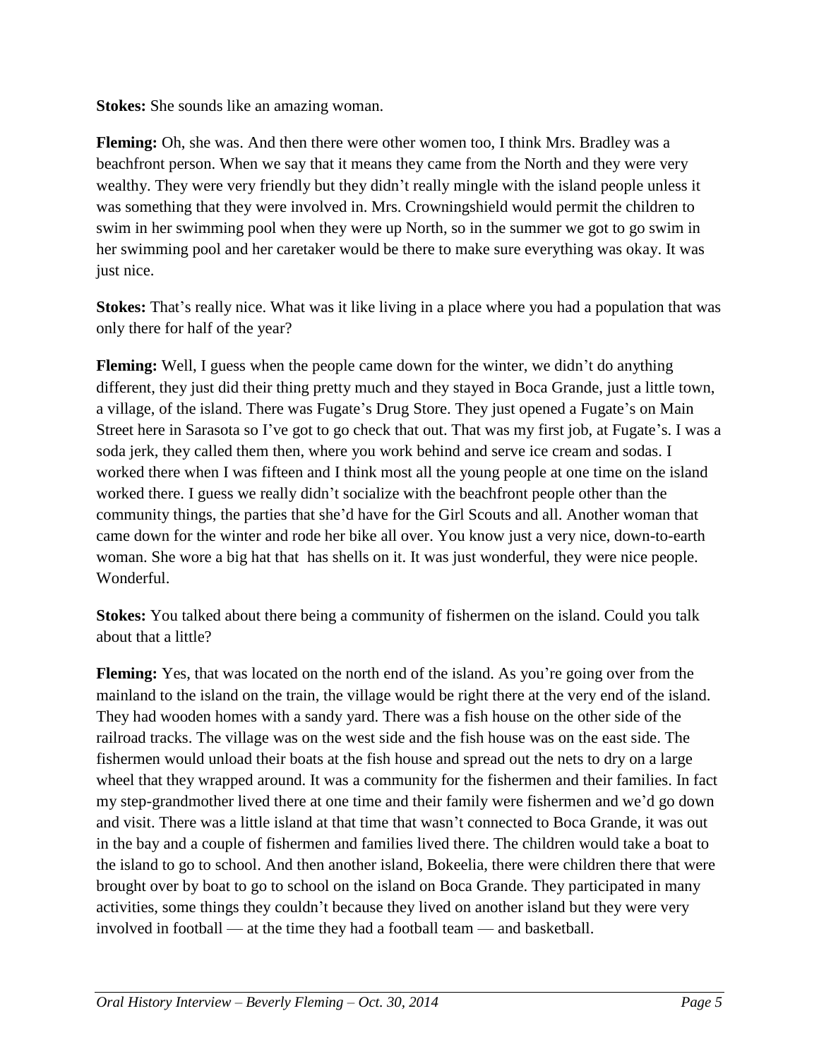**Stokes:** She sounds like an amazing woman.

**Fleming:** Oh, she was. And then there were other women too, I think Mrs. Bradley was a beachfront person. When we say that it means they came from the North and they were very wealthy. They were very friendly but they didn't really mingle with the island people unless it was something that they were involved in. Mrs. Crowningshield would permit the children to swim in her swimming pool when they were up North, so in the summer we got to go swim in her swimming pool and her caretaker would be there to make sure everything was okay. It was just nice.

**Stokes:** That's really nice. What was it like living in a place where you had a population that was only there for half of the year?

**Fleming:** Well, I guess when the people came down for the winter, we didn't do anything different, they just did their thing pretty much and they stayed in Boca Grande, just a little town, a village, of the island. There was Fugate's Drug Store. They just opened a Fugate's on Main Street here in Sarasota so I've got to go check that out. That was my first job, at Fugate's. I was a soda jerk, they called them then, where you work behind and serve ice cream and sodas. I worked there when I was fifteen and I think most all the young people at one time on the island worked there. I guess we really didn't socialize with the beachfront people other than the community things, the parties that she'd have for the Girl Scouts and all. Another woman that came down for the winter and rode her bike all over. You know just a very nice, down-to-earth woman. She wore a big hat that has shells on it. It was just wonderful, they were nice people. Wonderful.

**Stokes:** You talked about there being a community of fishermen on the island. Could you talk about that a little?

**Fleming:** Yes, that was located on the north end of the island. As you're going over from the mainland to the island on the train, the village would be right there at the very end of the island. They had wooden homes with a sandy yard. There was a fish house on the other side of the railroad tracks. The village was on the west side and the fish house was on the east side. The fishermen would unload their boats at the fish house and spread out the nets to dry on a large wheel that they wrapped around. It was a community for the fishermen and their families. In fact my step-grandmother lived there at one time and their family were fishermen and we'd go down and visit. There was a little island at that time that wasn't connected to Boca Grande, it was out in the bay and a couple of fishermen and families lived there. The children would take a boat to the island to go to school. And then another island, Bokeelia, there were children there that were brought over by boat to go to school on the island on Boca Grande. They participated in many activities, some things they couldn't because they lived on another island but they were very involved in football — at the time they had a football team — and basketball.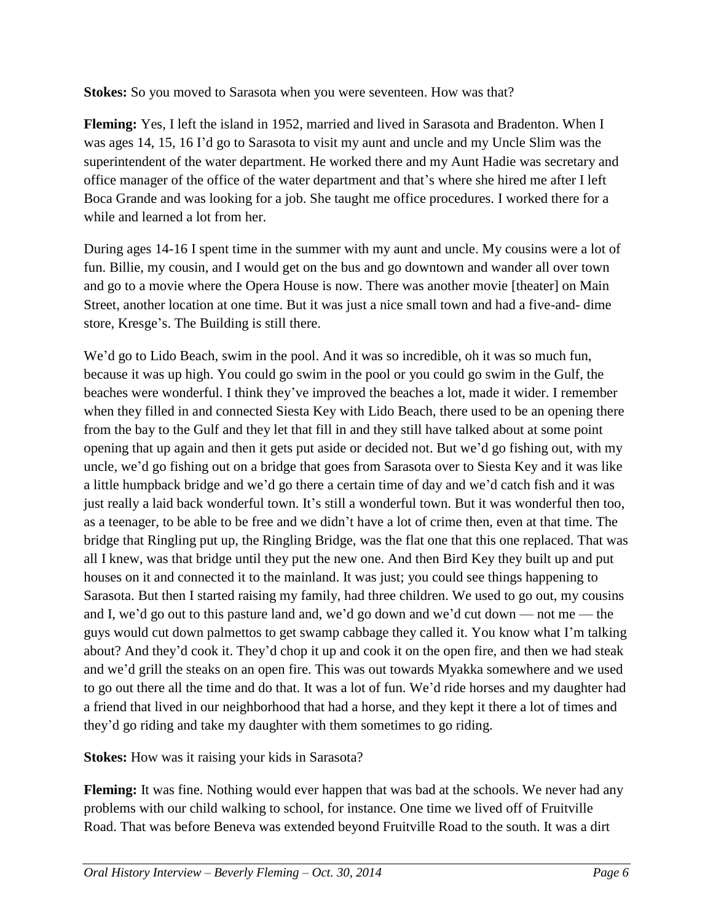**Stokes:** So you moved to Sarasota when you were seventeen. How was that?

**Fleming:** Yes, I left the island in 1952, married and lived in Sarasota and Bradenton. When I was ages 14, 15, 16 I'd go to Sarasota to visit my aunt and uncle and my Uncle Slim was the superintendent of the water department. He worked there and my Aunt Hadie was secretary and office manager of the office of the water department and that's where she hired me after I left Boca Grande and was looking for a job. She taught me office procedures. I worked there for a while and learned a lot from her.

During ages 14-16 I spent time in the summer with my aunt and uncle. My cousins were a lot of fun. Billie, my cousin, and I would get on the bus and go downtown and wander all over town and go to a movie where the Opera House is now. There was another movie [theater] on Main Street, another location at one time. But it was just a nice small town and had a five-and- dime store, Kresge's. The Building is still there.

We'd go to Lido Beach, swim in the pool. And it was so incredible, oh it was so much fun, because it was up high. You could go swim in the pool or you could go swim in the Gulf, the beaches were wonderful. I think they've improved the beaches a lot, made it wider. I remember when they filled in and connected Siesta Key with Lido Beach, there used to be an opening there from the bay to the Gulf and they let that fill in and they still have talked about at some point opening that up again and then it gets put aside or decided not. But we'd go fishing out, with my uncle, we'd go fishing out on a bridge that goes from Sarasota over to Siesta Key and it was like a little humpback bridge and we'd go there a certain time of day and we'd catch fish and it was just really a laid back wonderful town. It's still a wonderful town. But it was wonderful then too, as a teenager, to be able to be free and we didn't have a lot of crime then, even at that time. The bridge that Ringling put up, the Ringling Bridge, was the flat one that this one replaced. That was all I knew, was that bridge until they put the new one. And then Bird Key they built up and put houses on it and connected it to the mainland. It was just; you could see things happening to Sarasota. But then I started raising my family, had three children. We used to go out, my cousins and I, we'd go out to this pasture land and, we'd go down and we'd cut down — not me — the guys would cut down palmettos to get swamp cabbage they called it. You know what I'm talking about? And they'd cook it. They'd chop it up and cook it on the open fire, and then we had steak and we'd grill the steaks on an open fire. This was out towards Myakka somewhere and we used to go out there all the time and do that. It was a lot of fun. We'd ride horses and my daughter had a friend that lived in our neighborhood that had a horse, and they kept it there a lot of times and they'd go riding and take my daughter with them sometimes to go riding.

**Stokes:** How was it raising your kids in Sarasota?

**Fleming:** It was fine. Nothing would ever happen that was bad at the schools. We never had any problems with our child walking to school, for instance. One time we lived off of Fruitville Road. That was before Beneva was extended beyond Fruitville Road to the south. It was a dirt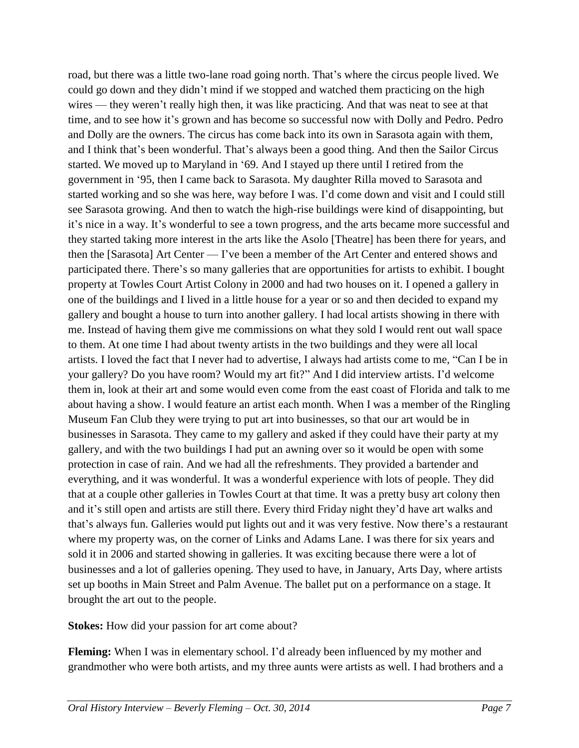road, but there was a little two-lane road going north. That's where the circus people lived. We could go down and they didn't mind if we stopped and watched them practicing on the high wires — they weren't really high then, it was like practicing. And that was neat to see at that time, and to see how it's grown and has become so successful now with Dolly and Pedro. Pedro and Dolly are the owners. The circus has come back into its own in Sarasota again with them, and I think that's been wonderful. That's always been a good thing. And then the Sailor Circus started. We moved up to Maryland in '69. And I stayed up there until I retired from the government in '95, then I came back to Sarasota. My daughter Rilla moved to Sarasota and started working and so she was here, way before I was. I'd come down and visit and I could still see Sarasota growing. And then to watch the high-rise buildings were kind of disappointing, but it's nice in a way. It's wonderful to see a town progress, and the arts became more successful and they started taking more interest in the arts like the Asolo [Theatre] has been there for years, and then the [Sarasota] Art Center — I've been a member of the Art Center and entered shows and participated there. There's so many galleries that are opportunities for artists to exhibit. I bought property at Towles Court Artist Colony in 2000 and had two houses on it. I opened a gallery in one of the buildings and I lived in a little house for a year or so and then decided to expand my gallery and bought a house to turn into another gallery. I had local artists showing in there with me. Instead of having them give me commissions on what they sold I would rent out wall space to them. At one time I had about twenty artists in the two buildings and they were all local artists. I loved the fact that I never had to advertise, I always had artists come to me, "Can I be in your gallery? Do you have room? Would my art fit?" And I did interview artists. I'd welcome them in, look at their art and some would even come from the east coast of Florida and talk to me about having a show. I would feature an artist each month. When I was a member of the Ringling Museum Fan Club they were trying to put art into businesses, so that our art would be in businesses in Sarasota. They came to my gallery and asked if they could have their party at my gallery, and with the two buildings I had put an awning over so it would be open with some protection in case of rain. And we had all the refreshments. They provided a bartender and everything, and it was wonderful. It was a wonderful experience with lots of people. They did that at a couple other galleries in Towles Court at that time. It was a pretty busy art colony then and it's still open and artists are still there. Every third Friday night they'd have art walks and that's always fun. Galleries would put lights out and it was very festive. Now there's a restaurant where my property was, on the corner of Links and Adams Lane. I was there for six years and sold it in 2006 and started showing in galleries. It was exciting because there were a lot of businesses and a lot of galleries opening. They used to have, in January, Arts Day, where artists set up booths in Main Street and Palm Avenue. The ballet put on a performance on a stage. It brought the art out to the people.

**Stokes:** How did your passion for art come about?

**Fleming:** When I was in elementary school. I'd already been influenced by my mother and grandmother who were both artists, and my three aunts were artists as well. I had brothers and a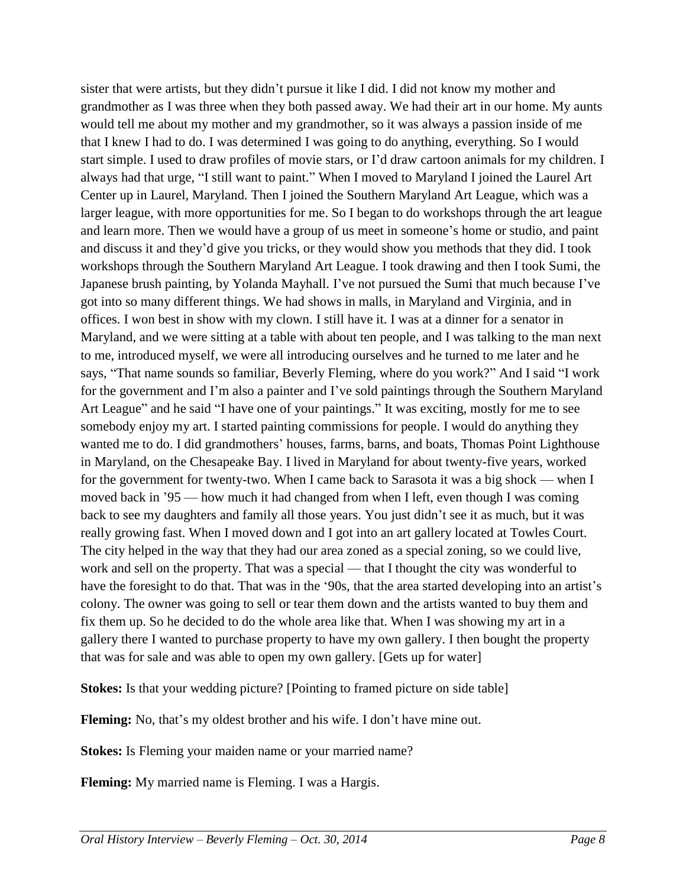sister that were artists, but they didn't pursue it like I did. I did not know my mother and grandmother as I was three when they both passed away. We had their art in our home. My aunts would tell me about my mother and my grandmother, so it was always a passion inside of me that I knew I had to do. I was determined I was going to do anything, everything. So I would start simple. I used to draw profiles of movie stars, or I'd draw cartoon animals for my children. I always had that urge, "I still want to paint." When I moved to Maryland I joined the Laurel Art Center up in Laurel, Maryland. Then I joined the Southern Maryland Art League, which was a larger league, with more opportunities for me. So I began to do workshops through the art league and learn more. Then we would have a group of us meet in someone's home or studio, and paint and discuss it and they'd give you tricks, or they would show you methods that they did. I took workshops through the Southern Maryland Art League. I took drawing and then I took Sumi, the Japanese brush painting, by Yolanda Mayhall. I've not pursued the Sumi that much because I've got into so many different things. We had shows in malls, in Maryland and Virginia, and in offices. I won best in show with my clown. I still have it. I was at a dinner for a senator in Maryland, and we were sitting at a table with about ten people, and I was talking to the man next to me, introduced myself, we were all introducing ourselves and he turned to me later and he says, "That name sounds so familiar, Beverly Fleming, where do you work?" And I said "I work for the government and I'm also a painter and I've sold paintings through the Southern Maryland Art League" and he said "I have one of your paintings." It was exciting, mostly for me to see somebody enjoy my art. I started painting commissions for people. I would do anything they wanted me to do. I did grandmothers' houses, farms, barns, and boats, Thomas Point Lighthouse in Maryland, on the Chesapeake Bay. I lived in Maryland for about twenty-five years, worked for the government for twenty-two. When I came back to Sarasota it was a big shock — when I moved back in '95 — how much it had changed from when I left, even though I was coming back to see my daughters and family all those years. You just didn't see it as much, but it was really growing fast. When I moved down and I got into an art gallery located at Towles Court. The city helped in the way that they had our area zoned as a special zoning, so we could live, work and sell on the property. That was a special — that I thought the city was wonderful to have the foresight to do that. That was in the '90s, that the area started developing into an artist's colony. The owner was going to sell or tear them down and the artists wanted to buy them and fix them up. So he decided to do the whole area like that. When I was showing my art in a gallery there I wanted to purchase property to have my own gallery. I then bought the property that was for sale and was able to open my own gallery. [Gets up for water]

**Stokes:** Is that your wedding picture? [Pointing to framed picture on side table]

**Fleming:** No, that's my oldest brother and his wife. I don't have mine out.

**Stokes:** Is Fleming your maiden name or your married name?

**Fleming:** My married name is Fleming. I was a Hargis.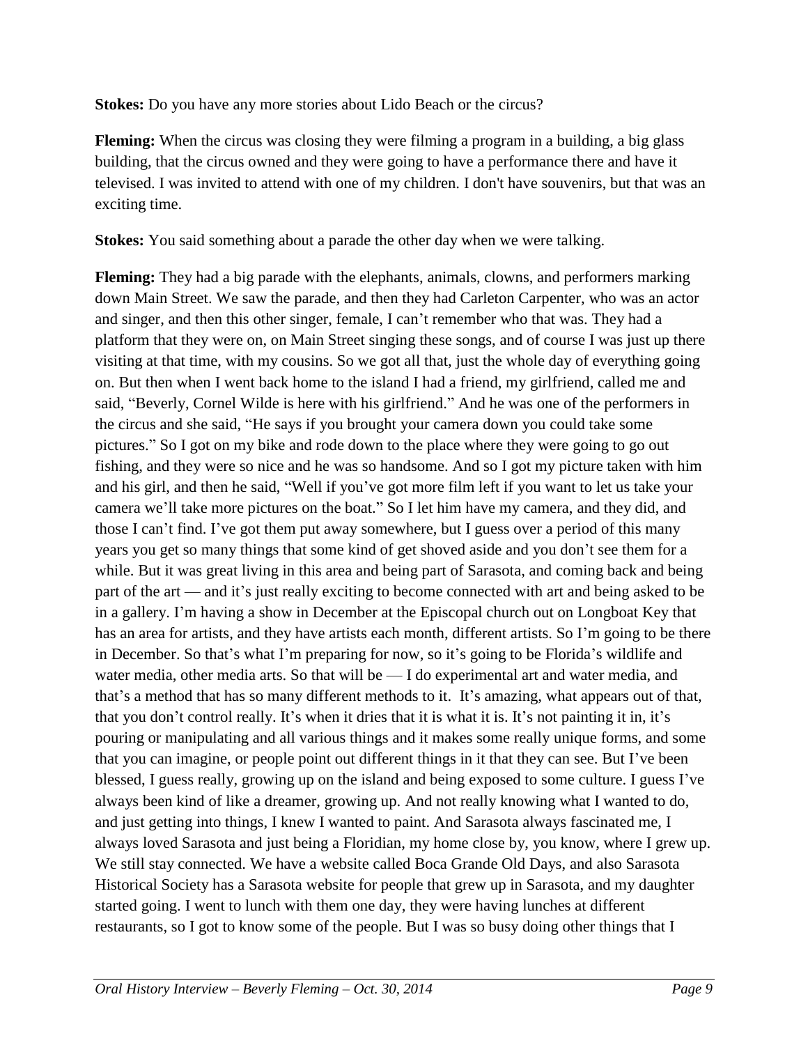**Stokes:** Do you have any more stories about Lido Beach or the circus?

**Fleming:** When the circus was closing they were filming a program in a building, a big glass building, that the circus owned and they were going to have a performance there and have it televised. I was invited to attend with one of my children. I don't have souvenirs, but that was an exciting time.

**Stokes:** You said something about a parade the other day when we were talking.

**Fleming:** They had a big parade with the elephants, animals, clowns, and performers marking down Main Street. We saw the parade, and then they had Carleton Carpenter, who was an actor and singer, and then this other singer, female, I can't remember who that was. They had a platform that they were on, on Main Street singing these songs, and of course I was just up there visiting at that time, with my cousins. So we got all that, just the whole day of everything going on. But then when I went back home to the island I had a friend, my girlfriend, called me and said, "Beverly, Cornel Wilde is here with his girlfriend." And he was one of the performers in the circus and she said, "He says if you brought your camera down you could take some pictures." So I got on my bike and rode down to the place where they were going to go out fishing, and they were so nice and he was so handsome. And so I got my picture taken with him and his girl, and then he said, "Well if you've got more film left if you want to let us take your camera we'll take more pictures on the boat." So I let him have my camera, and they did, and those I can't find. I've got them put away somewhere, but I guess over a period of this many years you get so many things that some kind of get shoved aside and you don't see them for a while. But it was great living in this area and being part of Sarasota, and coming back and being part of the art — and it's just really exciting to become connected with art and being asked to be in a gallery. I'm having a show in December at the Episcopal church out on Longboat Key that has an area for artists, and they have artists each month, different artists. So I'm going to be there in December. So that's what I'm preparing for now, so it's going to be Florida's wildlife and water media, other media arts. So that will be — I do experimental art and water media, and that's a method that has so many different methods to it. It's amazing, what appears out of that, that you don't control really. It's when it dries that it is what it is. It's not painting it in, it's pouring or manipulating and all various things and it makes some really unique forms, and some that you can imagine, or people point out different things in it that they can see. But I've been blessed, I guess really, growing up on the island and being exposed to some culture. I guess I've always been kind of like a dreamer, growing up. And not really knowing what I wanted to do, and just getting into things, I knew I wanted to paint. And Sarasota always fascinated me, I always loved Sarasota and just being a Floridian, my home close by, you know, where I grew up. We still stay connected. We have a website called Boca Grande Old Days, and also Sarasota Historical Society has a Sarasota website for people that grew up in Sarasota, and my daughter started going. I went to lunch with them one day, they were having lunches at different restaurants, so I got to know some of the people. But I was so busy doing other things that I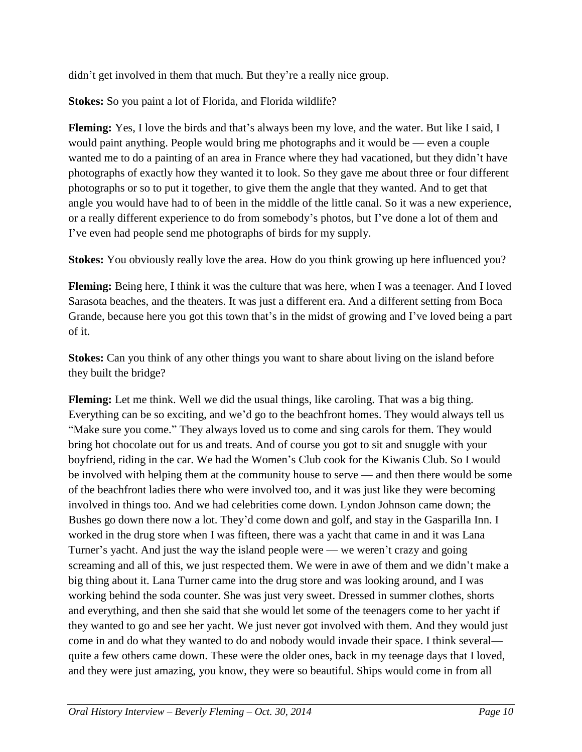didn’t get involved in them that much. But they’re a really nice group.

**Stokes:** So you paint a lot of Florida, and Florida wildlife?

**Fleming:** Yes, I love the birds and that’s always been my love, and the water. But like I said, I would paint anything. People would bring me photographs and it would be — even a couple wanted me to do a painting of an area in France where they had vacationed, but they didn’t have photographs of exactly how they wanted it to look. So they gave me about three or four different photographs or so to put it together, to give them the angle that they wanted. And to get that angle you would have had to of been in the middle of the little canal. So it was a new experience, or a really different experience to do from somebody’s photos, but I’ve done a lot of them and I’ve even had people send me photographs of birds for my supply.

**Stokes:** You obviously really love the area. How do you think growing up here influenced you?

**Fleming:** Being here, I think it was the culture that was here, when I was a teenager. And I loved Sarasota beaches, and the theaters. It was just a different era. And a different setting from Boca Grande, because here you got this town that’s in the midst of growing and I’ve loved being a part of it.

**Stokes:** Can you think of any other things you want to share about living on the island before they built the bridge?

**Fleming:** Let me think. Well we did the usual things, like caroling. That was a big thing. Everything can be so exciting, and we’d go to the beachfront homes. They would always tell us “Make sure you come.” They always loved us to come and sing carols for them. They would bring hot chocolate out for us and treats. And of course you got to sit and snuggle with your boyfriend, riding in the car. We had the Women’s Club cook for the Kiwanis Club. So I would be involved with helping them at the community house to serve — and then there would be some of the beachfront ladies there who were involved too, and it was just like they were becoming involved in things too. And we had celebrities come down. Lyndon Johnson came down; the Bushes go down there now a lot. They’d come down and golf, and stay in the Gasparilla Inn. I worked in the drug store when I was fifteen, there was a yacht that came in and it was Lana Turner’s yacht. And just the way the island people were — we weren’t crazy and going screaming and all of this, we just respected them. We were in awe of them and we didn’t make a big thing about it. Lana Turner came into the drug store and was looking around, and I was working behind the soda counter. She was just very sweet. Dressed in summer clothes, shorts and everything, and then she said that she would let some of the teenagers come to her yacht if they wanted to go and see her yacht. We just never got involved with them. And they would just come in and do what they wanted to do and nobody would invade their space. I think several— quite a few others came down. These were the older ones, back in my teenage days that I loved, and they were just amazing, you know, they were so beautiful. Ships would come in from all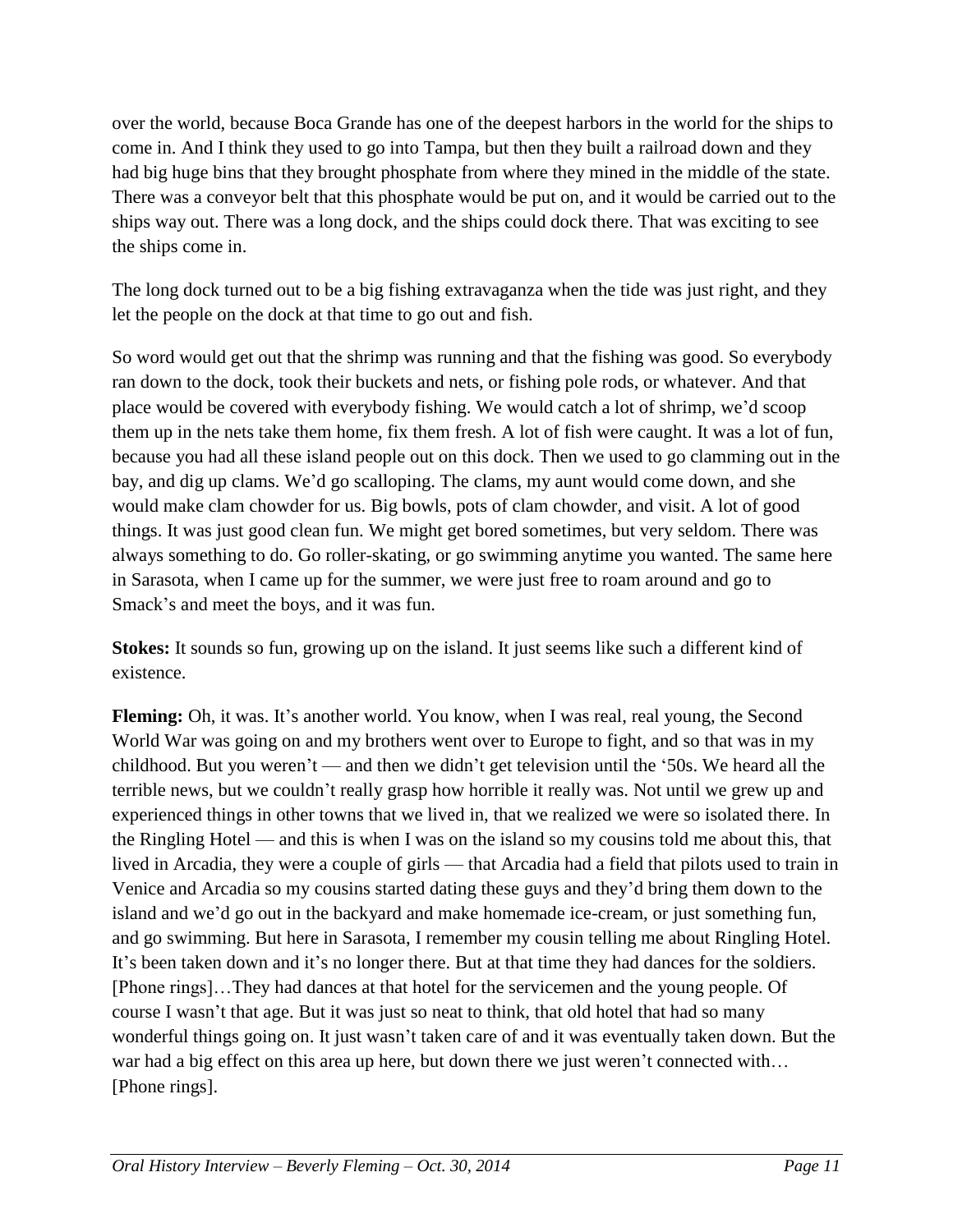over the world, because Boca Grande has one of the deepest harbors in the world for the ships to come in. And I think they used to go into Tampa, but then they built a railroad down and they had big huge bins that they brought phosphate from where they mined in the middle of the state. There was a conveyor belt that this phosphate would be put on, and it would be carried out to the ships way out. There was a long dock, and the ships could dock there. That was exciting to see the ships come in.

The long dock turned out to be a big fishing extravaganza when the tide was just right, and they let the people on the dock at that time to go out and fish.

So word would get out that the shrimp was running and that the fishing was good. So everybody ran down to the dock, took their buckets and nets, or fishing pole rods, or whatever. And that place would be covered with everybody fishing. We would catch a lot of shrimp, we'd scoop them up in the nets take them home, fix them fresh. A lot of fish were caught. It was a lot of fun, because you had all these island people out on this dock. Then we used to go clamming out in the bay, and dig up clams. We'd go scalloping. The clams, my aunt would come down, and she would make clam chowder for us. Big bowls, pots of clam chowder, and visit. A lot of good things. It was just good clean fun. We might get bored sometimes, but very seldom. There was always something to do. Go roller-skating, or go swimming anytime you wanted. The same here in Sarasota, when I came up for the summer, we were just free to roam around and go to Smack's and meet the boys, and it was fun.

**Stokes:** It sounds so fun, growing up on the island. It just seems like such a different kind of existence.

**Fleming:** Oh, it was. It's another world. You know, when I was real, real young, the Second World War was going on and my brothers went over to Europe to fight, and so that was in my childhood. But you weren't — and then we didn't get television until the '50s. We heard all the terrible news, but we couldn't really grasp how horrible it really was. Not until we grew up and experienced things in other towns that we lived in, that we realized we were so isolated there. In the Ringling Hotel — and this is when I was on the island so my cousins told me about this, that lived in Arcadia, they were a couple of girls — that Arcadia had a field that pilots used to train in Venice and Arcadia so my cousins started dating these guys and they'd bring them down to the island and we'd go out in the backyard and make homemade ice-cream, or just something fun, and go swimming. But here in Sarasota, I remember my cousin telling me about Ringling Hotel. It's been taken down and it's no longer there. But at that time they had dances for the soldiers. [Phone rings]…They had dances at that hotel for the servicemen and the young people. Of course I wasn't that age. But it was just so neat to think, that old hotel that had so many wonderful things going on. It just wasn't taken care of and it was eventually taken down. But the war had a big effect on this area up here, but down there we just weren't connected with… [Phone rings].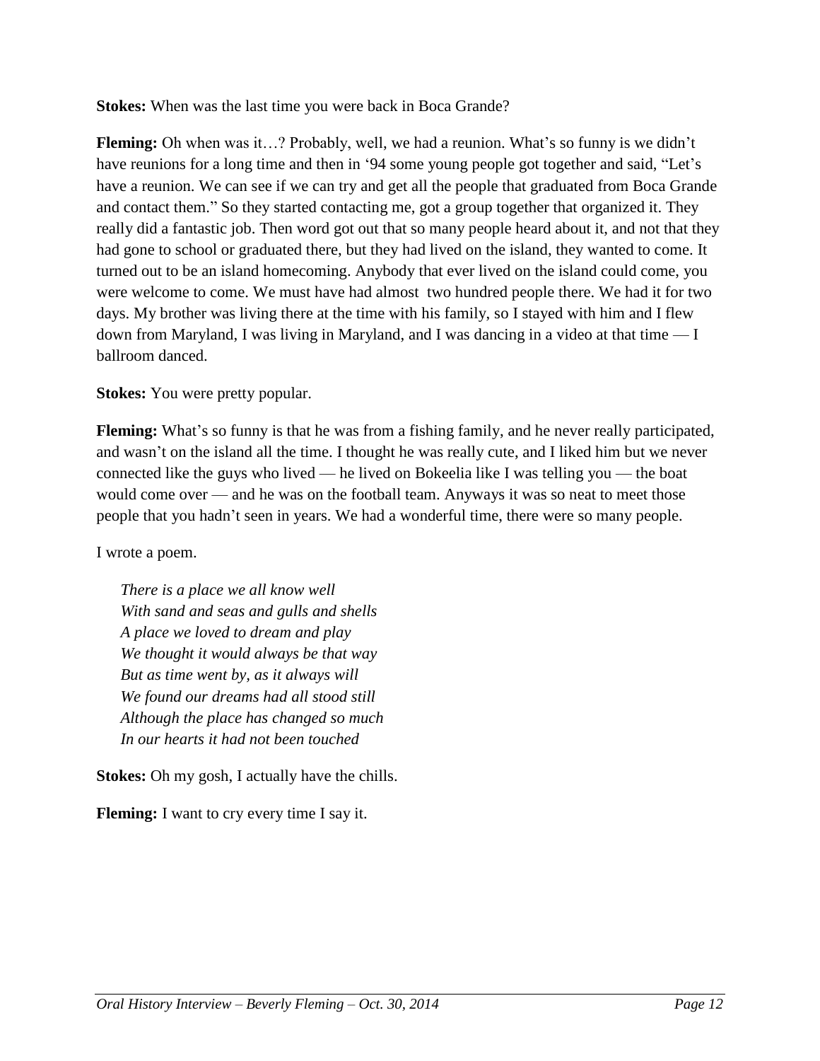**Stokes:** When was the last time you were back in Boca Grande?

**Fleming:** Oh when was it…? Probably, well, we had a reunion. What's so funny is we didn't have reunions for a long time and then in '94 some young people got together and said, "Let's have a reunion. We can see if we can try and get all the people that graduated from Boca Grande and contact them." So they started contacting me, got a group together that organized it. They really did a fantastic job. Then word got out that so many people heard about it, and not that they had gone to school or graduated there, but they had lived on the island, they wanted to come. It turned out to be an island homecoming. Anybody that ever lived on the island could come, you were welcome to come. We must have had almost two hundred people there. We had it for two days. My brother was living there at the time with his family, so I stayed with him and I flew down from Maryland, I was living in Maryland, and I was dancing in a video at that time — I ballroom danced.

**Stokes:** You were pretty popular.

**Fleming:** What's so funny is that he was from a fishing family, and he never really participated, and wasn't on the island all the time. I thought he was really cute, and I liked him but we never connected like the guys who lived — he lived on Bokeelia like I was telling you — the boat would come over — and he was on the football team. Anyways it was so neat to meet those people that you hadn't seen in years. We had a wonderful time, there were so many people.

I wrote a poem.

> *There is a place we all know well*
> *With sand and seas and gulls and shells*
> *A place we loved to dream and play*
> *We thought it would always be that way*
> *But as time went by, as it always will*
> *We found our dreams had all stood still*
> *Although the place has changed so much*
> *In our hearts it had not been touched*

**Stokes:** Oh my gosh, I actually have the chills.

**Fleming:** I want to cry every time I say it.